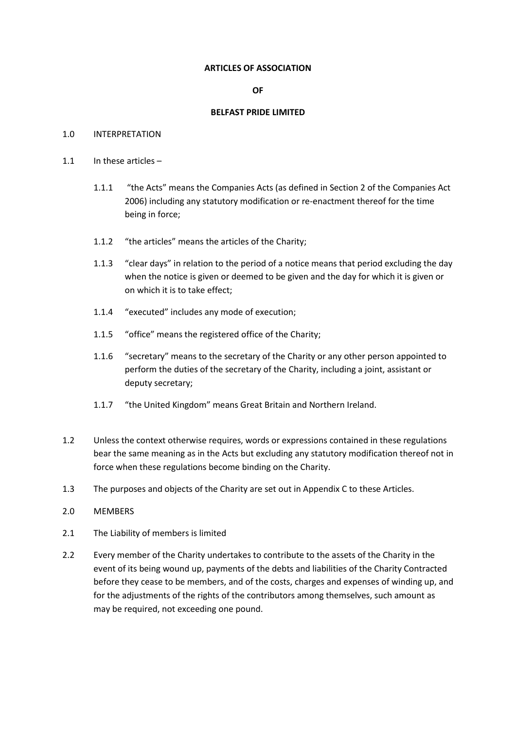**ARTICLES OF ASSOCIATION**

**OF**

**BELFAST PRIDE LIMITED**

1.0 INTERPRETATION

1.1 In these articles –

1.1.1 "the Acts" means the Companies Acts (as defined in Section 2 of the Companies Act 2006) including any statutory modification or re-enactment thereof for the time being in force;

1.1.2 "the articles" means the articles of the Charity;

1.1.3 "clear days" in relation to the period of a notice means that period excluding the day when the notice is given or deemed to be given and the day for which it is given or on which it is to take effect;

1.1.4 "executed" includes any mode of execution;

1.1.5 "office" means the registered office of the Charity;

1.1.6 "secretary" means to the secretary of the Charity or any other person appointed to perform the duties of the secretary of the Charity, including a joint, assistant or deputy secretary;

1.1.7 "the United Kingdom" means Great Britain and Northern Ireland.

1.2 Unless the context otherwise requires, words or expressions contained in these regulations bear the same meaning as in the Acts but excluding any statutory modification thereof not in force when these regulations become binding on the Charity.

1.3 The purposes and objects of the Charity are set out in Appendix C to these Articles.

2.0 MEMBERS

2.1 The Liability of members is limited

2.2 Every member of the Charity undertakes to contribute to the assets of the Charity in the event of its being wound up, payments of the debts and liabilities of the Charity Contracted before they cease to be members, and of the costs, charges and expenses of winding up, and for the adjustments of the rights of the contributors among themselves, such amount as may be required, not exceeding one pound.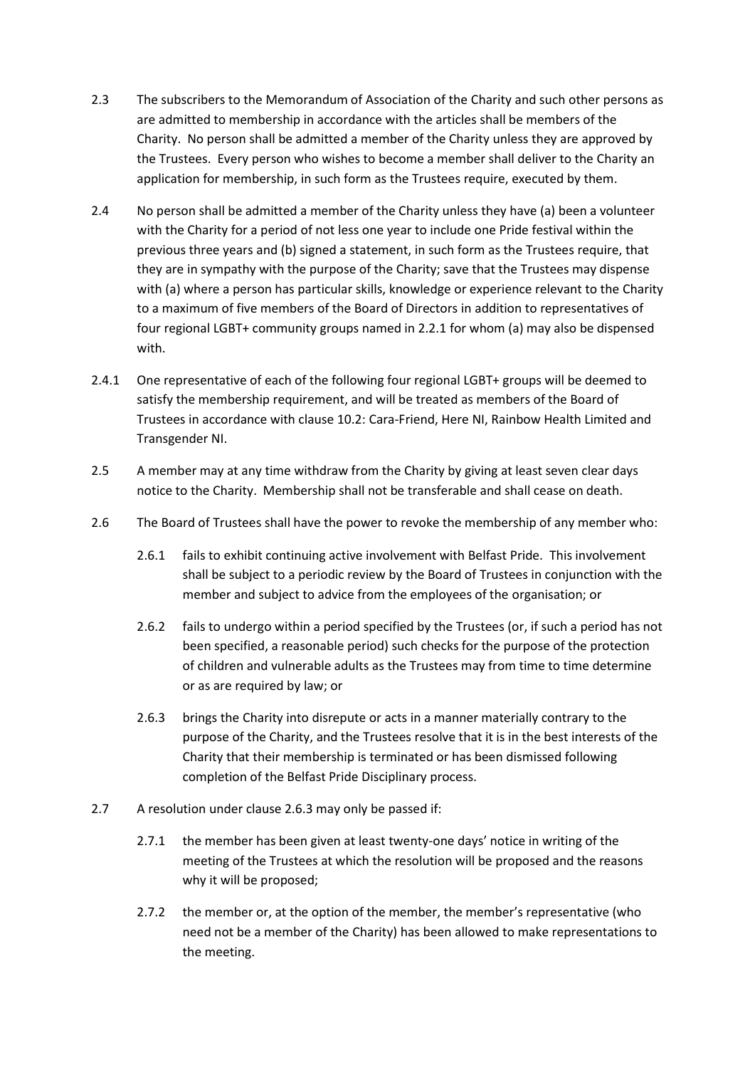2.3 The subscribers to the Memorandum of Association of the Charity and such other persons as are admitted to membership in accordance with the articles shall be members of the Charity. No person shall be admitted a member of the Charity unless they are approved by the Trustees. Every person who wishes to become a member shall deliver to the Charity an application for membership, in such form as the Trustees require, executed by them.

2.4 No person shall be admitted a member of the Charity unless they have (a) been a volunteer with the Charity for a period of not less one year to include one Pride festival within the previous three years and (b) signed a statement, in such form as the Trustees require, that they are in sympathy with the purpose of the Charity; save that the Trustees may dispense with (a) where a person has particular skills, knowledge or experience relevant to the Charity to a maximum of five members of the Board of Directors in addition to representatives of four regional LGBT+ community groups named in 2.2.1 for whom (a) may also be dispensed with.

2.4.1 One representative of each of the following four regional LGBT+ groups will be deemed to satisfy the membership requirement, and will be treated as members of the Board of Trustees in accordance with clause 10.2: Cara-Friend, Here NI, Rainbow Health Limited and Transgender NI.

2.5 A member may at any time withdraw from the Charity by giving at least seven clear days notice to the Charity. Membership shall not be transferable and shall cease on death.

2.6 The Board of Trustees shall have the power to revoke the membership of any member who:

2.6.1 fails to exhibit continuing active involvement with Belfast Pride. This involvement shall be subject to a periodic review by the Board of Trustees in conjunction with the member and subject to advice from the employees of the organisation; or

2.6.2 fails to undergo within a period specified by the Trustees (or, if such a period has not been specified, a reasonable period) such checks for the purpose of the protection of children and vulnerable adults as the Trustees may from time to time determine or as are required by law; or

2.6.3 brings the Charity into disrepute or acts in a manner materially contrary to the purpose of the Charity, and the Trustees resolve that it is in the best interests of the Charity that their membership is terminated or has been dismissed following completion of the Belfast Pride Disciplinary process.

2.7 A resolution under clause 2.6.3 may only be passed if:

2.7.1 the member has been given at least twenty-one days' notice in writing of the meeting of the Trustees at which the resolution will be proposed and the reasons why it will be proposed;

2.7.2 the member or, at the option of the member, the member's representative (who need not be a member of the Charity) has been allowed to make representations to the meeting.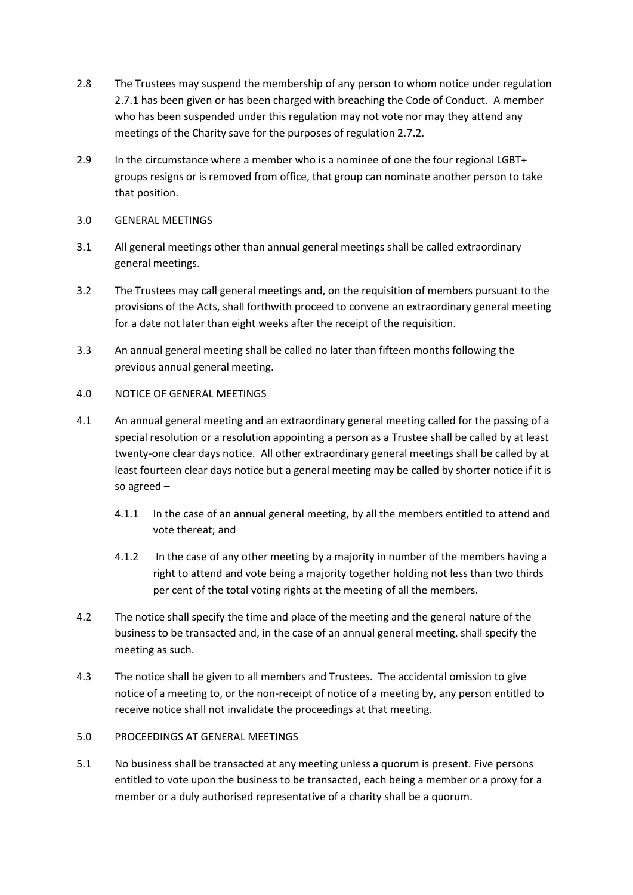2.8 The Trustees may suspend the membership of any person to whom notice under regulation 2.7.1 has been given or has been charged with breaching the Code of Conduct. A member who has been suspended under this regulation may not vote nor may they attend any meetings of the Charity save for the purposes of regulation 2.7.2.

2.9 In the circumstance where a member who is a nominee of one the four regional LGBT+ groups resigns or is removed from office, that group can nominate another person to take that position.

## 3.0 GENERAL MEETINGS

3.1 All general meetings other than annual general meetings shall be called extraordinary general meetings.

3.2 The Trustees may call general meetings and, on the requisition of members pursuant to the provisions of the Acts, shall forthwith proceed to convene an extraordinary general meeting for a date not later than eight weeks after the receipt of the requisition.

3.3 An annual general meeting shall be called no later than fifteen months following the previous annual general meeting.

## 4.0 NOTICE OF GENERAL MEETINGS

4.1 An annual general meeting and an extraordinary general meeting called for the passing of a special resolution or a resolution appointing a person as a Trustee shall be called by at least twenty-one clear days notice. All other extraordinary general meetings shall be called by at least fourteen clear days notice but a general meeting may be called by shorter notice if it is so agreed –

4.1.1 In the case of an annual general meeting, by all the members entitled to attend and vote thereat; and

4.1.2 In the case of any other meeting by a majority in number of the members having a right to attend and vote being a majority together holding not less than two thirds per cent of the total voting rights at the meeting of all the members.

4.2 The notice shall specify the time and place of the meeting and the general nature of the business to be transacted and, in the case of an annual general meeting, shall specify the meeting as such.

4.3 The notice shall be given to all members and Trustees. The accidental omission to give notice of a meeting to, or the non-receipt of notice of a meeting by, any person entitled to receive notice shall not invalidate the proceedings at that meeting.

## 5.0 PROCEEDINGS AT GENERAL MEETINGS

5.1 No business shall be transacted at any meeting unless a quorum is present. Five persons entitled to vote upon the business to be transacted, each being a member or a proxy for a member or a duly authorised representative of a charity shall be a quorum.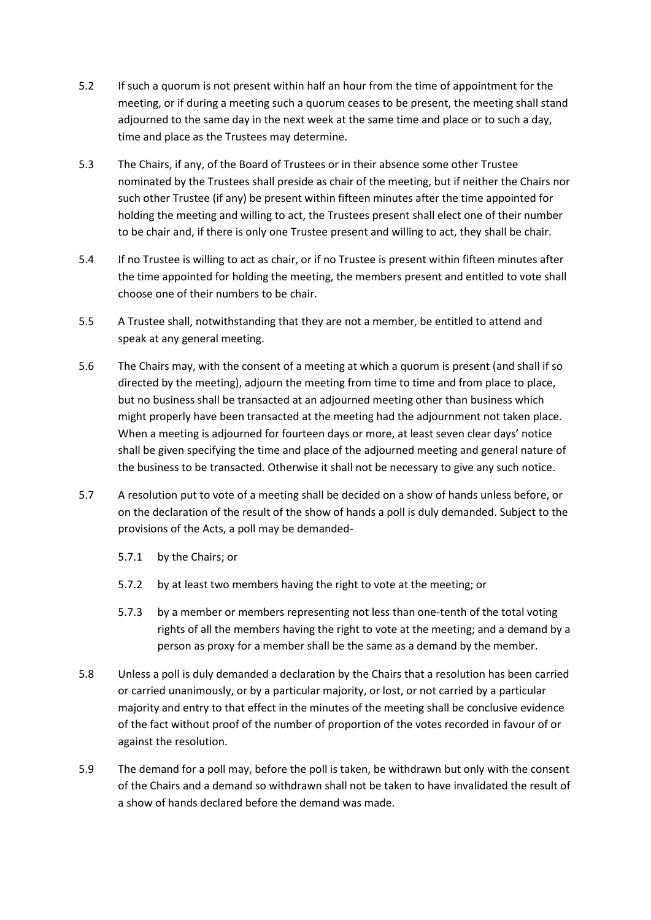5.2 If such a quorum is not present within half an hour from the time of appointment for the meeting, or if during a meeting such a quorum ceases to be present, the meeting shall stand adjourned to the same day in the next week at the same time and place or to such a day, time and place as the Trustees may determine.

5.3 The Chairs, if any, of the Board of Trustees or in their absence some other Trustee nominated by the Trustees shall preside as chair of the meeting, but if neither the Chairs nor such other Trustee (if any) be present within fifteen minutes after the time appointed for holding the meeting and willing to act, the Trustees present shall elect one of their number to be chair and, if there is only one Trustee present and willing to act, they shall be chair.

5.4 If no Trustee is willing to act as chair, or if no Trustee is present within fifteen minutes after the time appointed for holding the meeting, the members present and entitled to vote shall choose one of their numbers to be chair.

5.5 A Trustee shall, notwithstanding that they are not a member, be entitled to attend and speak at any general meeting.

5.6 The Chairs may, with the consent of a meeting at which a quorum is present (and shall if so directed by the meeting), adjourn the meeting from time to time and from place to place, but no business shall be transacted at an adjourned meeting other than business which might properly have been transacted at the meeting had the adjournment not taken place. When a meeting is adjourned for fourteen days or more, at least seven clear days' notice shall be given specifying the time and place of the adjourned meeting and general nature of the business to be transacted. Otherwise it shall not be necessary to give any such notice.

5.7 A resolution put to vote of a meeting shall be decided on a show of hands unless before, or on the declaration of the result of the show of hands a poll is duly demanded. Subject to the provisions of the Acts, a poll may be demanded-

5.7.1 by the Chairs; or

5.7.2 by at least two members having the right to vote at the meeting; or

5.7.3 by a member or members representing not less than one-tenth of the total voting rights of all the members having the right to vote at the meeting; and a demand by a person as proxy for a member shall be the same as a demand by the member.

5.8 Unless a poll is duly demanded a declaration by the Chairs that a resolution has been carried or carried unanimously, or by a particular majority, or lost, or not carried by a particular majority and entry to that effect in the minutes of the meeting shall be conclusive evidence of the fact without proof of the number of proportion of the votes recorded in favour of or against the resolution.

5.9 The demand for a poll may, before the poll is taken, be withdrawn but only with the consent of the Chairs and a demand so withdrawn shall not be taken to have invalidated the result of a show of hands declared before the demand was made.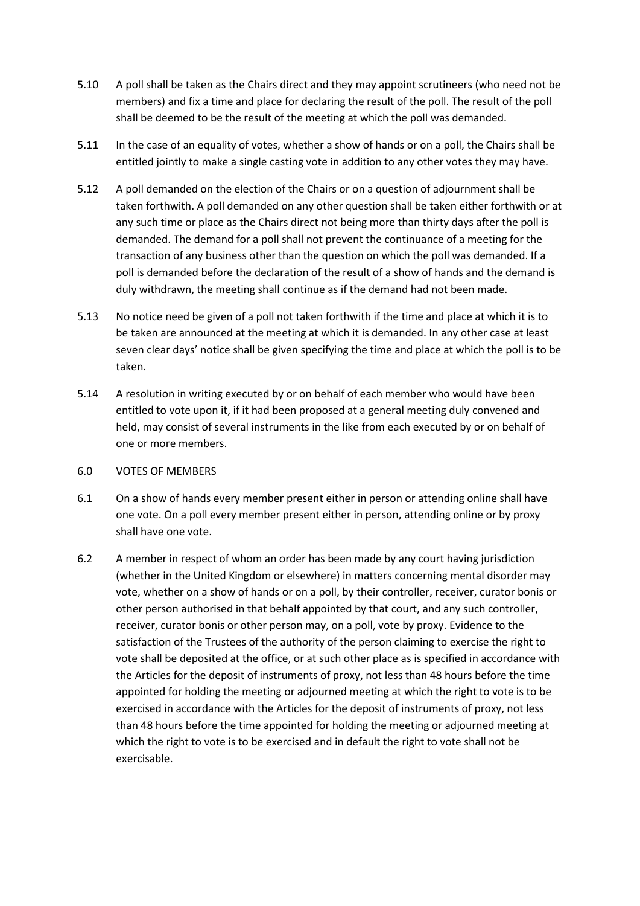5.10 A poll shall be taken as the Chairs direct and they may appoint scrutineers (who need not be members) and fix a time and place for declaring the result of the poll. The result of the poll shall be deemed to be the result of the meeting at which the poll was demanded.

5.11 In the case of an equality of votes, whether a show of hands or on a poll, the Chairs shall be entitled jointly to make a single casting vote in addition to any other votes they may have.

5.12 A poll demanded on the election of the Chairs or on a question of adjournment shall be taken forthwith. A poll demanded on any other question shall be taken either forthwith or at any such time or place as the Chairs direct not being more than thirty days after the poll is demanded. The demand for a poll shall not prevent the continuance of a meeting for the transaction of any business other than the question on which the poll was demanded. If a poll is demanded before the declaration of the result of a show of hands and the demand is duly withdrawn, the meeting shall continue as if the demand had not been made.

5.13 No notice need be given of a poll not taken forthwith if the time and place at which it is to be taken are announced at the meeting at which it is demanded. In any other case at least seven clear days' notice shall be given specifying the time and place at which the poll is to be taken.

5.14 A resolution in writing executed by or on behalf of each member who would have been entitled to vote upon it, if it had been proposed at a general meeting duly convened and held, may consist of several instruments in the like from each executed by or on behalf of one or more members.

## 6.0 VOTES OF MEMBERS

6.1 On a show of hands every member present either in person or attending online shall have one vote. On a poll every member present either in person, attending online or by proxy shall have one vote.

6.2 A member in respect of whom an order has been made by any court having jurisdiction (whether in the United Kingdom or elsewhere) in matters concerning mental disorder may vote, whether on a show of hands or on a poll, by their controller, receiver, curator bonis or other person authorised in that behalf appointed by that court, and any such controller, receiver, curator bonis or other person may, on a poll, vote by proxy. Evidence to the satisfaction of the Trustees of the authority of the person claiming to exercise the right to vote shall be deposited at the office, or at such other place as is specified in accordance with the Articles for the deposit of instruments of proxy, not less than 48 hours before the time appointed for holding the meeting or adjourned meeting at which the right to vote is to be exercised in accordance with the Articles for the deposit of instruments of proxy, not less than 48 hours before the time appointed for holding the meeting or adjourned meeting at which the right to vote is to be exercised and in default the right to vote shall not be exercisable.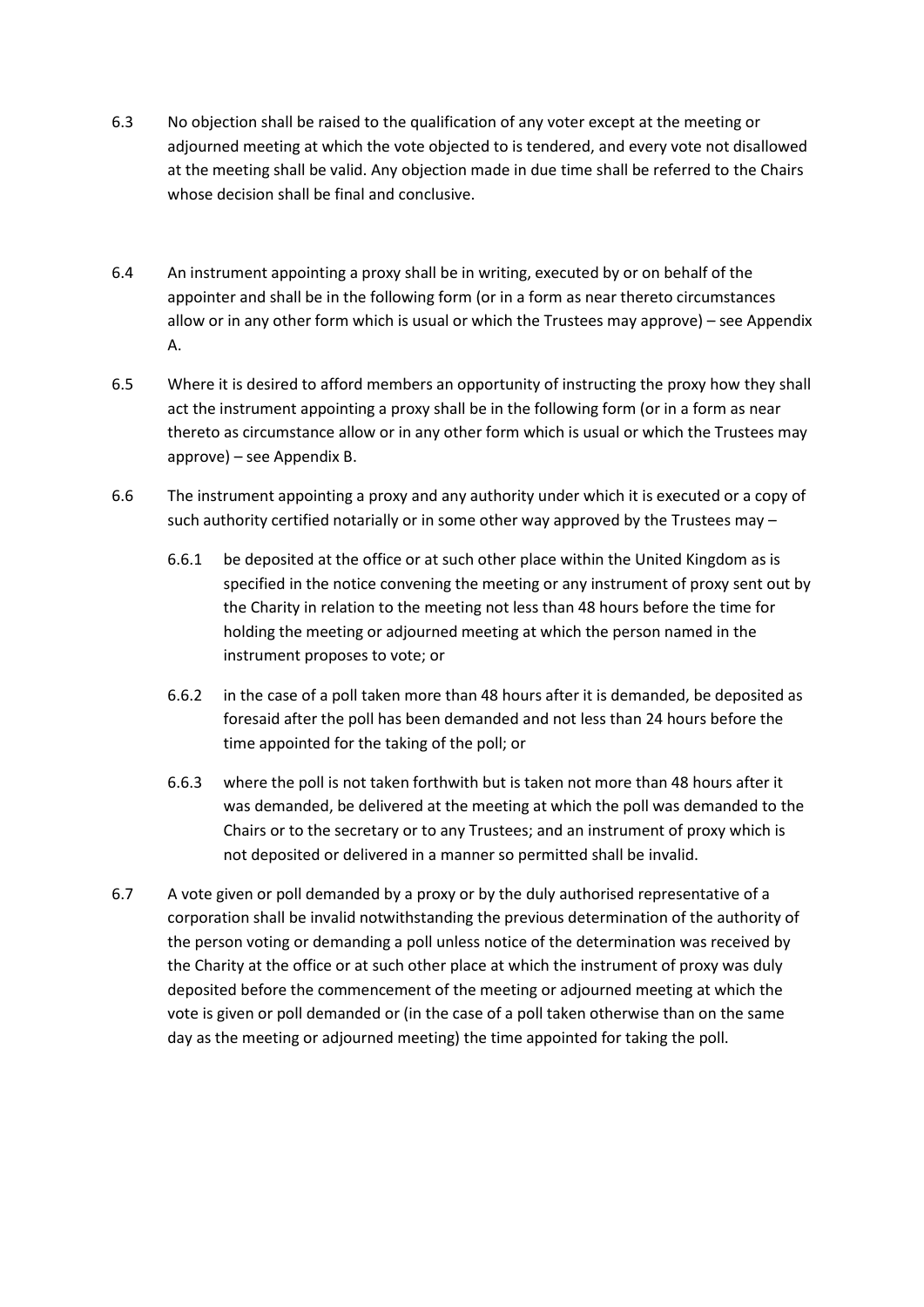6.3 No objection shall be raised to the qualification of any voter except at the meeting or adjourned meeting at which the vote objected to is tendered, and every vote not disallowed at the meeting shall be valid. Any objection made in due time shall be referred to the Chairs whose decision shall be final and conclusive.

6.4 An instrument appointing a proxy shall be in writing, executed by or on behalf of the appointer and shall be in the following form (or in a form as near thereto circumstances allow or in any other form which is usual or which the Trustees may approve) – see Appendix A.

6.5 Where it is desired to afford members an opportunity of instructing the proxy how they shall act the instrument appointing a proxy shall be in the following form (or in a form as near thereto as circumstance allow or in any other form which is usual or which the Trustees may approve) – see Appendix B.

6.6 The instrument appointing a proxy and any authority under which it is executed or a copy of such authority certified notarially or in some other way approved by the Trustees may –

6.6.1 be deposited at the office or at such other place within the United Kingdom as is specified in the notice convening the meeting or any instrument of proxy sent out by the Charity in relation to the meeting not less than 48 hours before the time for holding the meeting or adjourned meeting at which the person named in the instrument proposes to vote; or

6.6.2 in the case of a poll taken more than 48 hours after it is demanded, be deposited as foresaid after the poll has been demanded and not less than 24 hours before the time appointed for the taking of the poll; or

6.6.3 where the poll is not taken forthwith but is taken not more than 48 hours after it was demanded, be delivered at the meeting at which the poll was demanded to the Chairs or to the secretary or to any Trustees; and an instrument of proxy which is not deposited or delivered in a manner so permitted shall be invalid.

6.7 A vote given or poll demanded by a proxy or by the duly authorised representative of a corporation shall be invalid notwithstanding the previous determination of the authority of the person voting or demanding a poll unless notice of the determination was received by the Charity at the office or at such other place at which the instrument of proxy was duly deposited before the commencement of the meeting or adjourned meeting at which the vote is given or poll demanded or (in the case of a poll taken otherwise than on the same day as the meeting or adjourned meeting) the time appointed for taking the poll.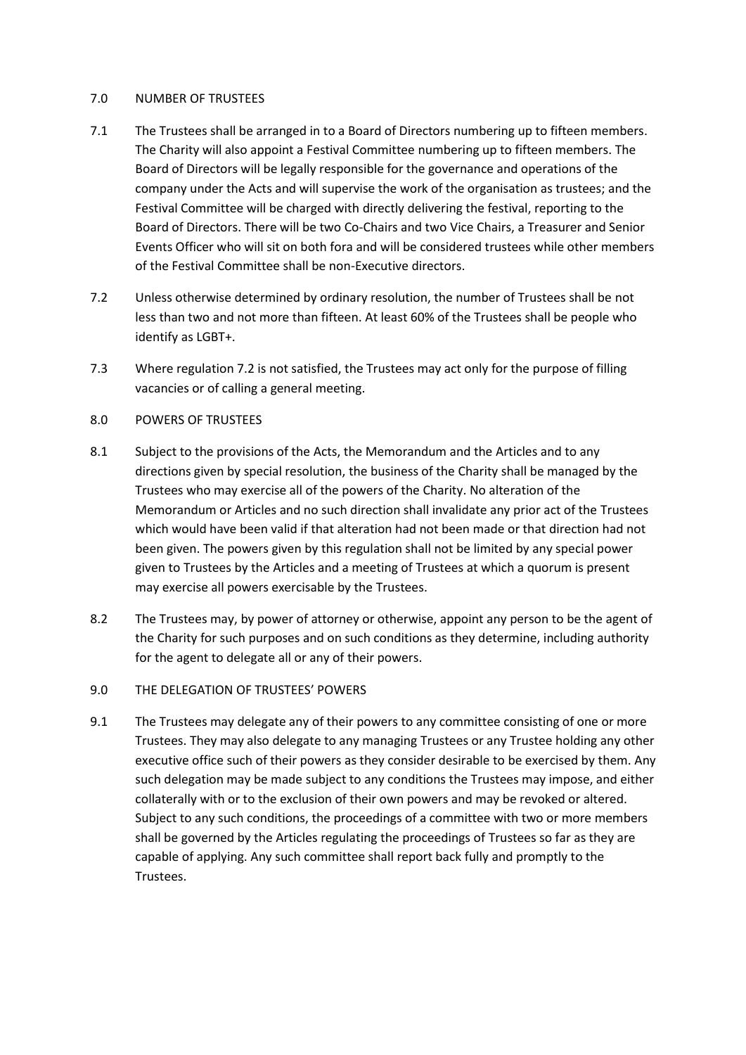## 7.0 NUMBER OF TRUSTEES

7.1 The Trustees shall be arranged in to a Board of Directors numbering up to fifteen members. The Charity will also appoint a Festival Committee numbering up to fifteen members. The Board of Directors will be legally responsible for the governance and operations of the company under the Acts and will supervise the work of the organisation as trustees; and the Festival Committee will be charged with directly delivering the festival, reporting to the Board of Directors. There will be two Co-Chairs and two Vice Chairs, a Treasurer and Senior Events Officer who will sit on both fora and will be considered trustees while other members of the Festival Committee shall be non-Executive directors.

7.2 Unless otherwise determined by ordinary resolution, the number of Trustees shall be not less than two and not more than fifteen. At least 60% of the Trustees shall be people who identify as LGBT+.

7.3 Where regulation 7.2 is not satisfied, the Trustees may act only for the purpose of filling vacancies or of calling a general meeting.

## 8.0 POWERS OF TRUSTEES

8.1 Subject to the provisions of the Acts, the Memorandum and the Articles and to any directions given by special resolution, the business of the Charity shall be managed by the Trustees who may exercise all of the powers of the Charity. No alteration of the Memorandum or Articles and no such direction shall invalidate any prior act of the Trustees which would have been valid if that alteration had not been made or that direction had not been given. The powers given by this regulation shall not be limited by any special power given to Trustees by the Articles and a meeting of Trustees at which a quorum is present may exercise all powers exercisable by the Trustees.

8.2 The Trustees may, by power of attorney or otherwise, appoint any person to be the agent of the Charity for such purposes and on such conditions as they determine, including authority for the agent to delegate all or any of their powers.

## 9.0 THE DELEGATION OF TRUSTEES' POWERS

9.1 The Trustees may delegate any of their powers to any committee consisting of one or more Trustees. They may also delegate to any managing Trustees or any Trustee holding any other executive office such of their powers as they consider desirable to be exercised by them. Any such delegation may be made subject to any conditions the Trustees may impose, and either collaterally with or to the exclusion of their own powers and may be revoked or altered. Subject to any such conditions, the proceedings of a committee with two or more members shall be governed by the Articles regulating the proceedings of Trustees so far as they are capable of applying. Any such committee shall report back fully and promptly to the Trustees.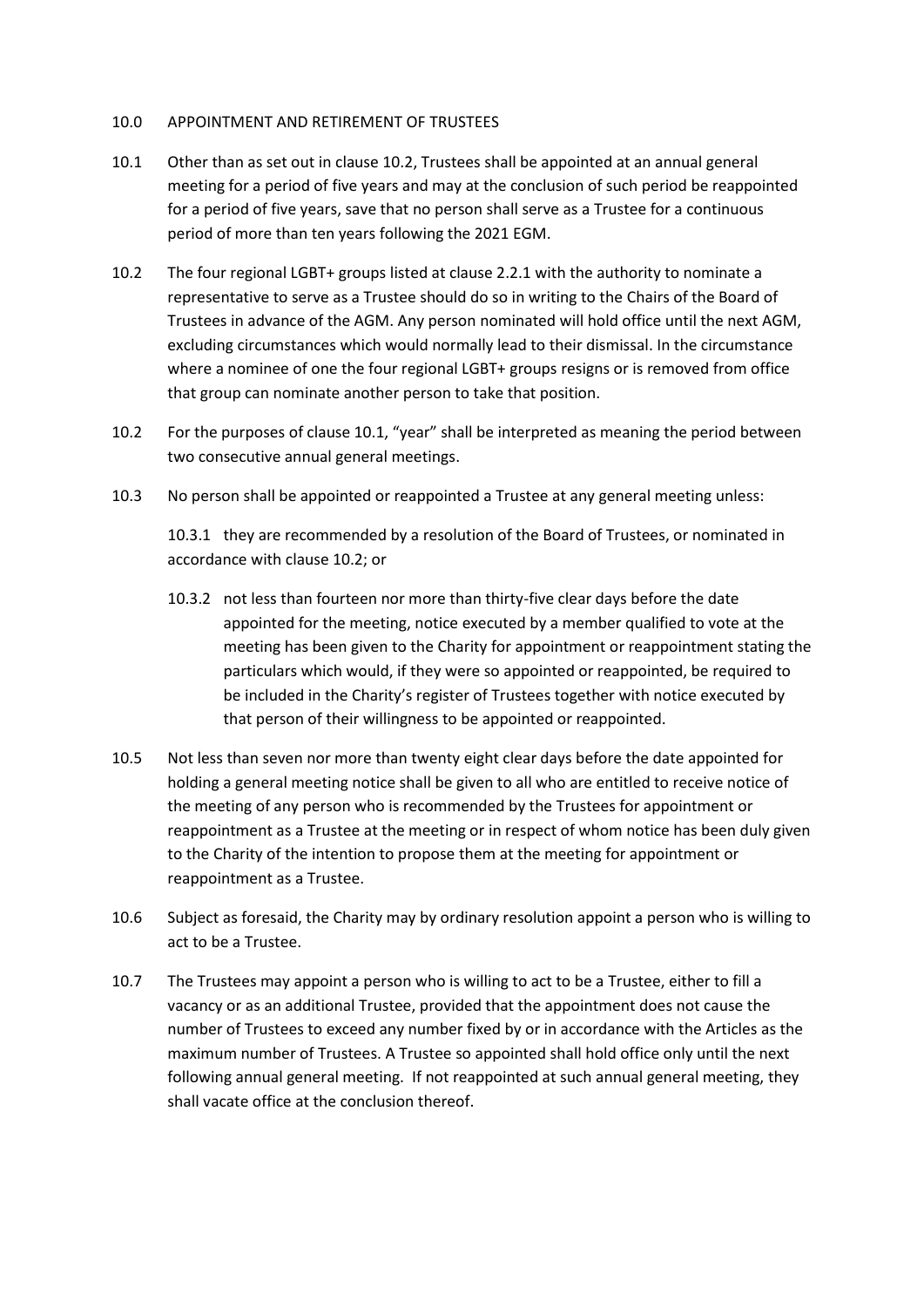10.0 APPOINTMENT AND RETIREMENT OF TRUSTEES

10.1 Other than as set out in clause 10.2, Trustees shall be appointed at an annual general meeting for a period of five years and may at the conclusion of such period be reappointed for a period of five years, save that no person shall serve as a Trustee for a continuous period of more than ten years following the 2021 EGM.

10.2 The four regional LGBT+ groups listed at clause 2.2.1 with the authority to nominate a representative to serve as a Trustee should do so in writing to the Chairs of the Board of Trustees in advance of the AGM. Any person nominated will hold office until the next AGM, excluding circumstances which would normally lead to their dismissal. In the circumstance where a nominee of one the four regional LGBT+ groups resigns or is removed from office that group can nominate another person to take that position.

10.2 For the purposes of clause 10.1, "year" shall be interpreted as meaning the period between two consecutive annual general meetings.

10.3 No person shall be appointed or reappointed a Trustee at any general meeting unless:

10.3.1 they are recommended by a resolution of the Board of Trustees, or nominated in accordance with clause 10.2; or

10.3.2 not less than fourteen nor more than thirty-five clear days before the date appointed for the meeting, notice executed by a member qualified to vote at the meeting has been given to the Charity for appointment or reappointment stating the particulars which would, if they were so appointed or reappointed, be required to be included in the Charity's register of Trustees together with notice executed by that person of their willingness to be appointed or reappointed.

10.5 Not less than seven nor more than twenty eight clear days before the date appointed for holding a general meeting notice shall be given to all who are entitled to receive notice of the meeting of any person who is recommended by the Trustees for appointment or reappointment as a Trustee at the meeting or in respect of whom notice has been duly given to the Charity of the intention to propose them at the meeting for appointment or reappointment as a Trustee.

10.6 Subject as foresaid, the Charity may by ordinary resolution appoint a person who is willing to act to be a Trustee.

10.7 The Trustees may appoint a person who is willing to act to be a Trustee, either to fill a vacancy or as an additional Trustee, provided that the appointment does not cause the number of Trustees to exceed any number fixed by or in accordance with the Articles as the maximum number of Trustees. A Trustee so appointed shall hold office only until the next following annual general meeting. If not reappointed at such annual general meeting, they shall vacate office at the conclusion thereof.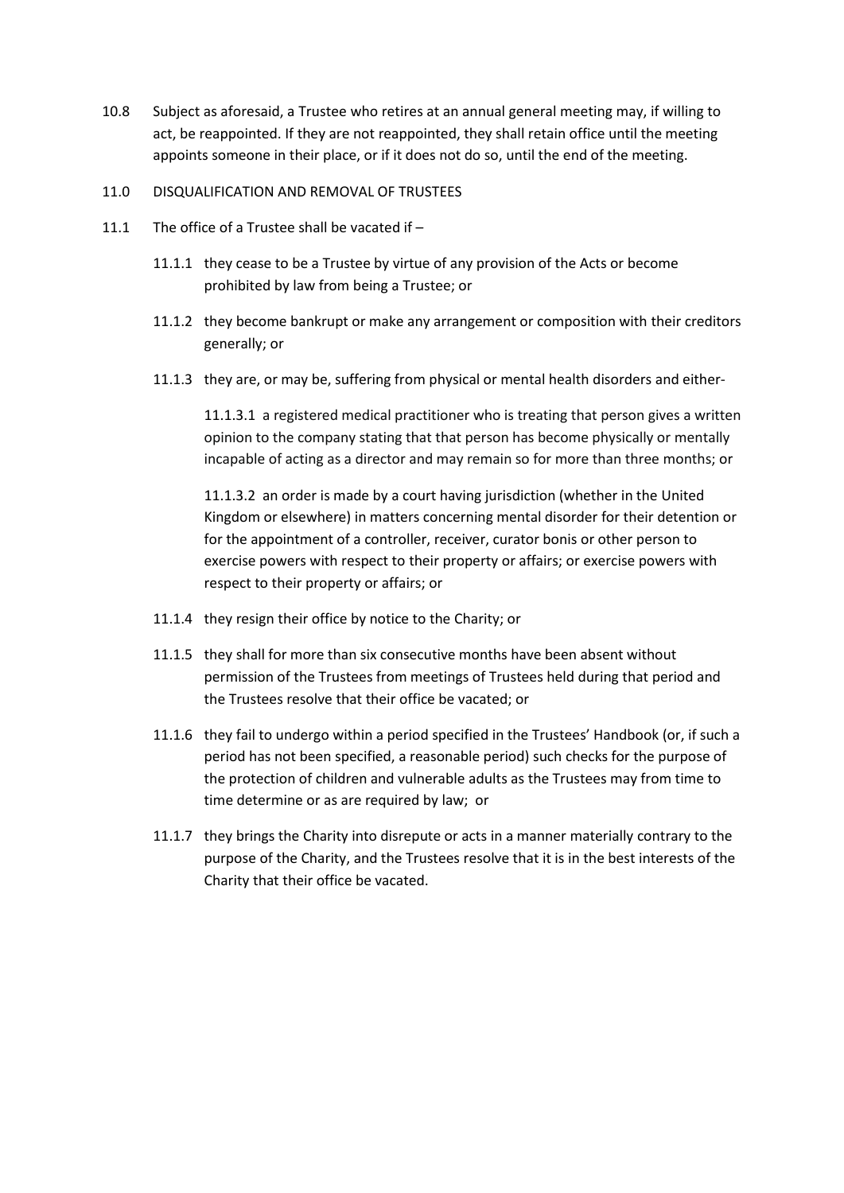10.8 Subject as aforesaid, a Trustee who retires at an annual general meeting may, if willing to act, be reappointed. If they are not reappointed, they shall retain office until the meeting appoints someone in their place, or if it does not do so, until the end of the meeting.

## 11.0 DISQUALIFICATION AND REMOVAL OF TRUSTEES

11.1 The office of a Trustee shall be vacated if –

11.1.1 they cease to be a Trustee by virtue of any provision of the Acts or become prohibited by law from being a Trustee; or

11.1.2 they become bankrupt or make any arrangement or composition with their creditors generally; or

11.1.3 they are, or may be, suffering from physical or mental health disorders and either-

11.1.3.1 a registered medical practitioner who is treating that person gives a written opinion to the company stating that that person has become physically or mentally incapable of acting as a director and may remain so for more than three months; or

11.1.3.2 an order is made by a court having jurisdiction (whether in the United Kingdom or elsewhere) in matters concerning mental disorder for their detention or for the appointment of a controller, receiver, curator bonis or other person to exercise powers with respect to their property or affairs; or exercise powers with respect to their property or affairs; or

11.1.4 they resign their office by notice to the Charity; or

11.1.5 they shall for more than six consecutive months have been absent without permission of the Trustees from meetings of Trustees held during that period and the Trustees resolve that their office be vacated; or

11.1.6 they fail to undergo within a period specified in the Trustees' Handbook (or, if such a period has not been specified, a reasonable period) such checks for the purpose of the protection of children and vulnerable adults as the Trustees may from time to time determine or as are required by law; or

11.1.7 they brings the Charity into disrepute or acts in a manner materially contrary to the purpose of the Charity, and the Trustees resolve that it is in the best interests of the Charity that their office be vacated.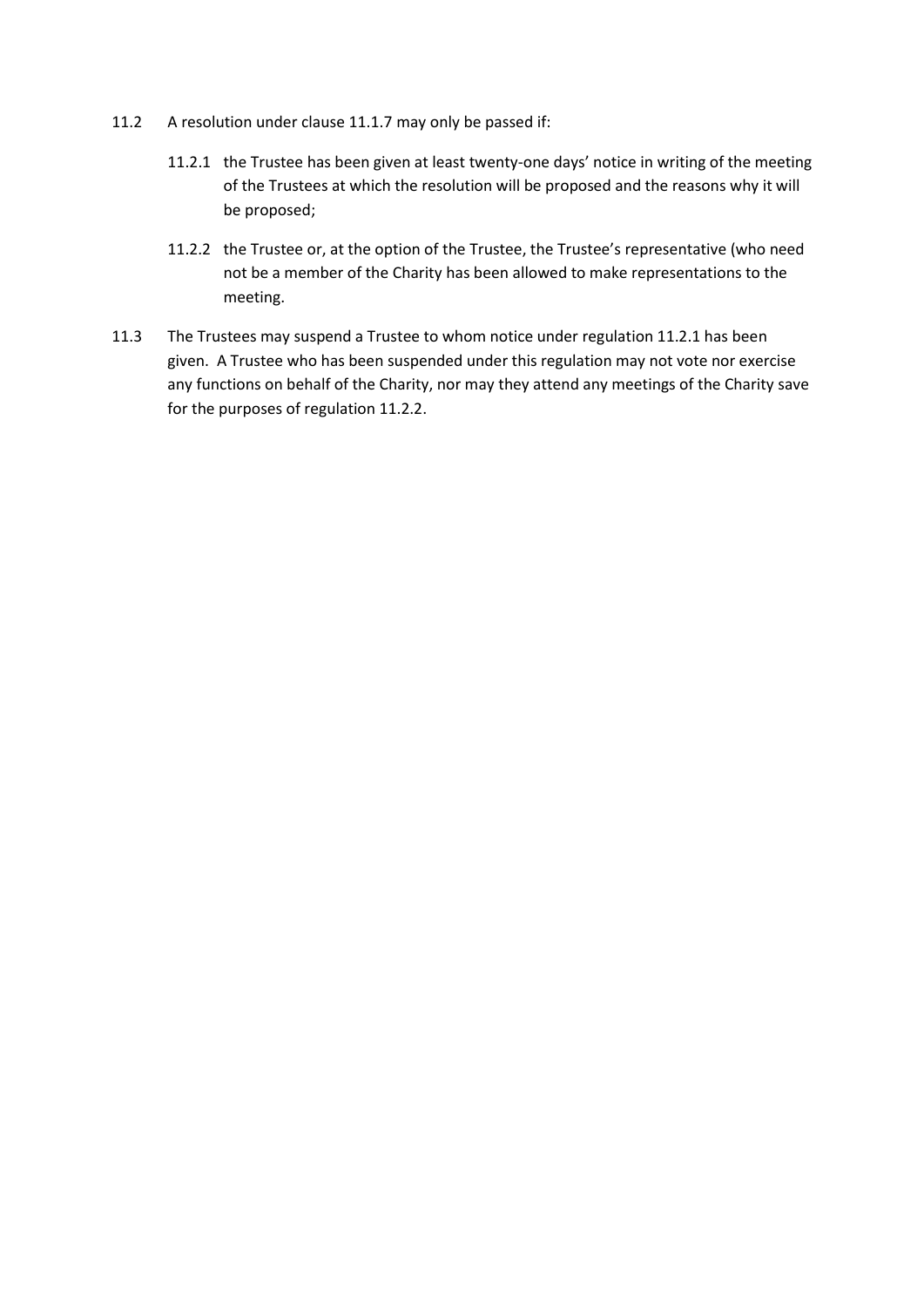11.2 A resolution under clause 11.1.7 may only be passed if:

11.2.1 the Trustee has been given at least twenty-one days' notice in writing of the meeting of the Trustees at which the resolution will be proposed and the reasons why it will be proposed;

11.2.2 the Trustee or, at the option of the Trustee, the Trustee's representative (who need not be a member of the Charity has been allowed to make representations to the meeting.

11.3 The Trustees may suspend a Trustee to whom notice under regulation 11.2.1 has been given. A Trustee who has been suspended under this regulation may not vote nor exercise any functions on behalf of the Charity, nor may they attend any meetings of the Charity save for the purposes of regulation 11.2.2.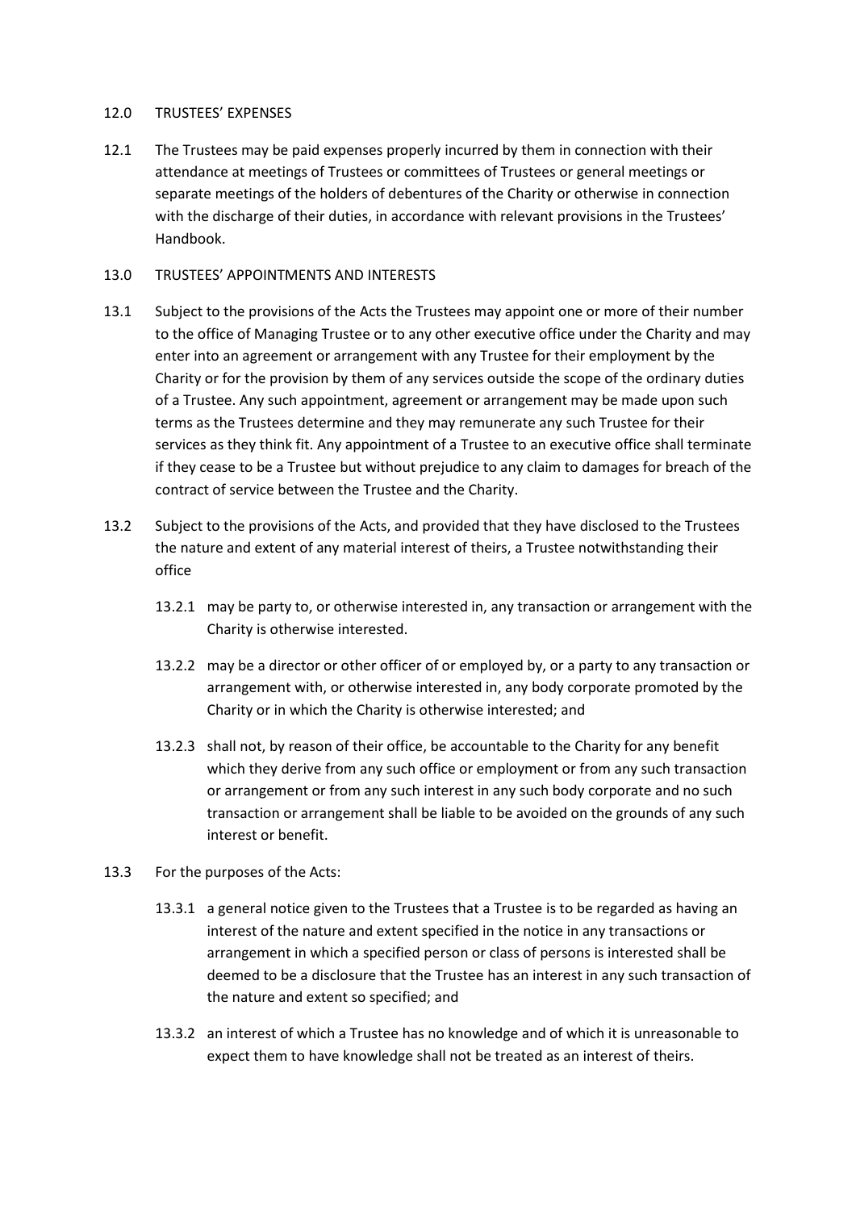## 12.0 TRUSTEES' EXPENSES

12.1 The Trustees may be paid expenses properly incurred by them in connection with their attendance at meetings of Trustees or committees of Trustees or general meetings or separate meetings of the holders of debentures of the Charity or otherwise in connection with the discharge of their duties, in accordance with relevant provisions in the Trustees' Handbook.

## 13.0 TRUSTEES' APPOINTMENTS AND INTERESTS

13.1 Subject to the provisions of the Acts the Trustees may appoint one or more of their number to the office of Managing Trustee or to any other executive office under the Charity and may enter into an agreement or arrangement with any Trustee for their employment by the Charity or for the provision by them of any services outside the scope of the ordinary duties of a Trustee. Any such appointment, agreement or arrangement may be made upon such terms as the Trustees determine and they may remunerate any such Trustee for their services as they think fit. Any appointment of a Trustee to an executive office shall terminate if they cease to be a Trustee but without prejudice to any claim to damages for breach of the contract of service between the Trustee and the Charity.

13.2 Subject to the provisions of the Acts, and provided that they have disclosed to the Trustees the nature and extent of any material interest of theirs, a Trustee notwithstanding their office

- 13.2.1 may be party to, or otherwise interested in, any transaction or arrangement with the Charity is otherwise interested.
- 13.2.2 may be a director or other officer of or employed by, or a party to any transaction or arrangement with, or otherwise interested in, any body corporate promoted by the Charity or in which the Charity is otherwise interested; and
- 13.2.3 shall not, by reason of their office, be accountable to the Charity for any benefit which they derive from any such office or employment or from any such transaction or arrangement or from any such interest in any such body corporate and no such transaction or arrangement shall be liable to be avoided on the grounds of any such interest or benefit.

13.3 For the purposes of the Acts:

- 13.3.1 a general notice given to the Trustees that a Trustee is to be regarded as having an interest of the nature and extent specified in the notice in any transactions or arrangement in which a specified person or class of persons is interested shall be deemed to be a disclosure that the Trustee has an interest in any such transaction of the nature and extent so specified; and
- 13.3.2 an interest of which a Trustee has no knowledge and of which it is unreasonable to expect them to have knowledge shall not be treated as an interest of theirs.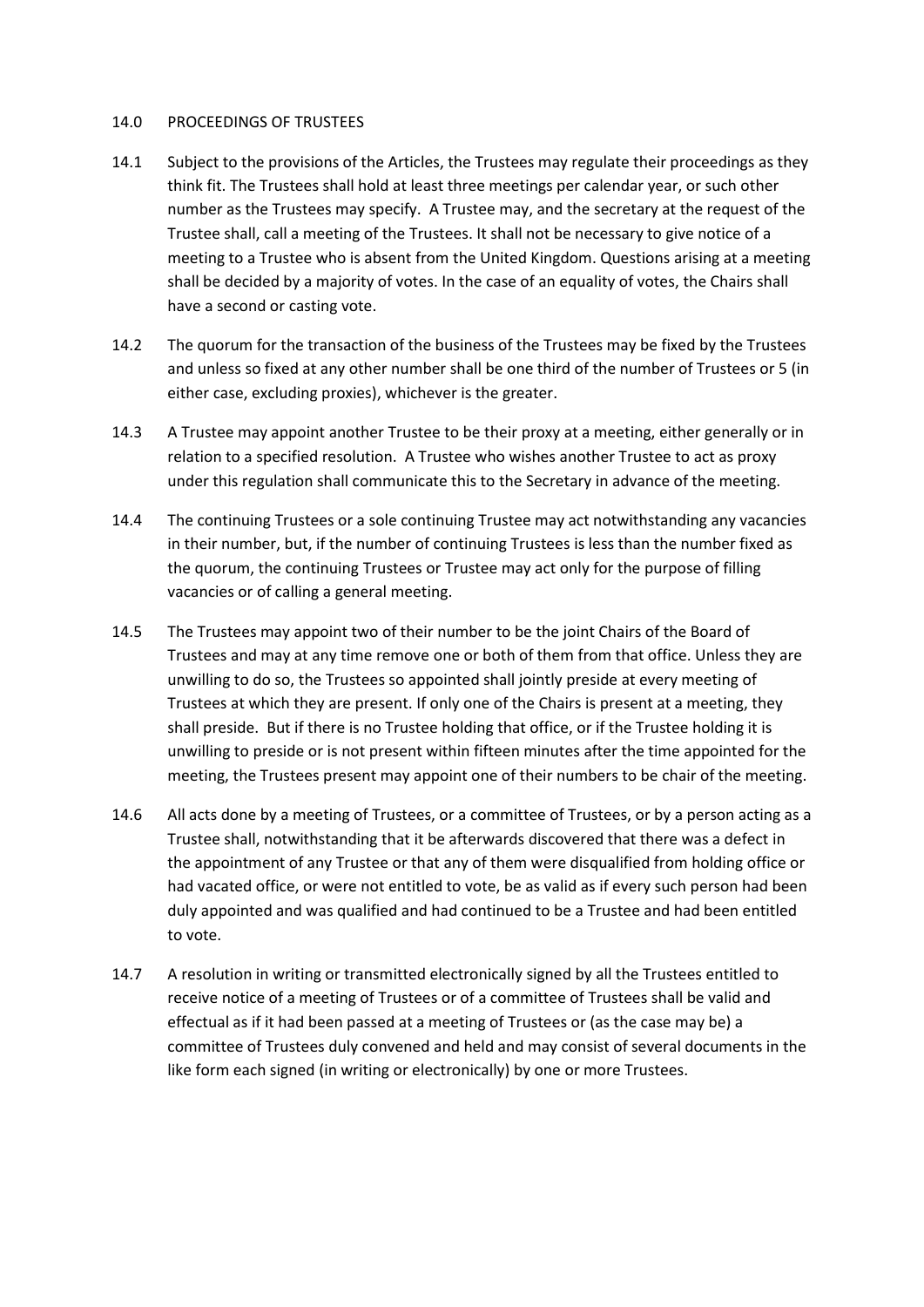## 14.0 PROCEEDINGS OF TRUSTEES

14.1 Subject to the provisions of the Articles, the Trustees may regulate their proceedings as they think fit. The Trustees shall hold at least three meetings per calendar year, or such other number as the Trustees may specify. A Trustee may, and the secretary at the request of the Trustee shall, call a meeting of the Trustees. It shall not be necessary to give notice of a meeting to a Trustee who is absent from the United Kingdom. Questions arising at a meeting shall be decided by a majority of votes. In the case of an equality of votes, the Chairs shall have a second or casting vote.

14.2 The quorum for the transaction of the business of the Trustees may be fixed by the Trustees and unless so fixed at any other number shall be one third of the number of Trustees or 5 (in either case, excluding proxies), whichever is the greater.

14.3 A Trustee may appoint another Trustee to be their proxy at a meeting, either generally or in relation to a specified resolution. A Trustee who wishes another Trustee to act as proxy under this regulation shall communicate this to the Secretary in advance of the meeting.

14.4 The continuing Trustees or a sole continuing Trustee may act notwithstanding any vacancies in their number, but, if the number of continuing Trustees is less than the number fixed as the quorum, the continuing Trustees or Trustee may act only for the purpose of filling vacancies or of calling a general meeting.

14.5 The Trustees may appoint two of their number to be the joint Chairs of the Board of Trustees and may at any time remove one or both of them from that office. Unless they are unwilling to do so, the Trustees so appointed shall jointly preside at every meeting of Trustees at which they are present. If only one of the Chairs is present at a meeting, they shall preside. But if there is no Trustee holding that office, or if the Trustee holding it is unwilling to preside or is not present within fifteen minutes after the time appointed for the meeting, the Trustees present may appoint one of their numbers to be chair of the meeting.

14.6 All acts done by a meeting of Trustees, or a committee of Trustees, or by a person acting as a Trustee shall, notwithstanding that it be afterwards discovered that there was a defect in the appointment of any Trustee or that any of them were disqualified from holding office or had vacated office, or were not entitled to vote, be as valid as if every such person had been duly appointed and was qualified and had continued to be a Trustee and had been entitled to vote.

14.7 A resolution in writing or transmitted electronically signed by all the Trustees entitled to receive notice of a meeting of Trustees or of a committee of Trustees shall be valid and effectual as if it had been passed at a meeting of Trustees or (as the case may be) a committee of Trustees duly convened and held and may consist of several documents in the like form each signed (in writing or electronically) by one or more Trustees.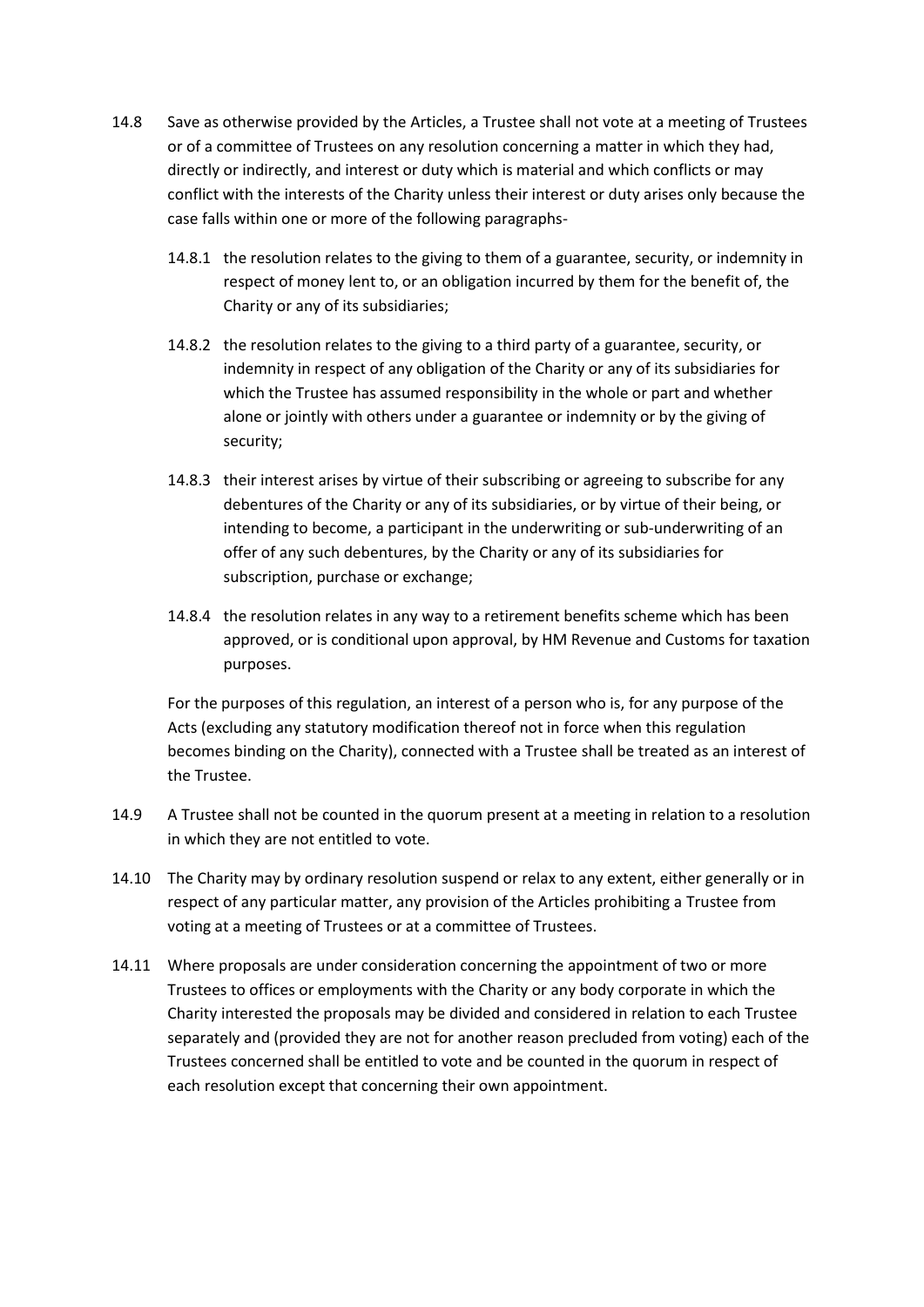14.8 Save as otherwise provided by the Articles, a Trustee shall not vote at a meeting of Trustees or of a committee of Trustees on any resolution concerning a matter in which they had, directly or indirectly, and interest or duty which is material and which conflicts or may conflict with the interests of the Charity unless their interest or duty arises only because the case falls within one or more of the following paragraphs-

14.8.1 the resolution relates to the giving to them of a guarantee, security, or indemnity in respect of money lent to, or an obligation incurred by them for the benefit of, the Charity or any of its subsidiaries;

14.8.2 the resolution relates to the giving to a third party of a guarantee, security, or indemnity in respect of any obligation of the Charity or any of its subsidiaries for which the Trustee has assumed responsibility in the whole or part and whether alone or jointly with others under a guarantee or indemnity or by the giving of security;

14.8.3 their interest arises by virtue of their subscribing or agreeing to subscribe for any debentures of the Charity or any of its subsidiaries, or by virtue of their being, or intending to become, a participant in the underwriting or sub-underwriting of an offer of any such debentures, by the Charity or any of its subsidiaries for subscription, purchase or exchange;

14.8.4 the resolution relates in any way to a retirement benefits scheme which has been approved, or is conditional upon approval, by HM Revenue and Customs for taxation purposes.

For the purposes of this regulation, an interest of a person who is, for any purpose of the Acts (excluding any statutory modification thereof not in force when this regulation becomes binding on the Charity), connected with a Trustee shall be treated as an interest of the Trustee.

14.9 A Trustee shall not be counted in the quorum present at a meeting in relation to a resolution in which they are not entitled to vote.

14.10 The Charity may by ordinary resolution suspend or relax to any extent, either generally or in respect of any particular matter, any provision of the Articles prohibiting a Trustee from voting at a meeting of Trustees or at a committee of Trustees.

14.11 Where proposals are under consideration concerning the appointment of two or more Trustees to offices or employments with the Charity or any body corporate in which the Charity interested the proposals may be divided and considered in relation to each Trustee separately and (provided they are not for another reason precluded from voting) each of the Trustees concerned shall be entitled to vote and be counted in the quorum in respect of each resolution except that concerning their own appointment.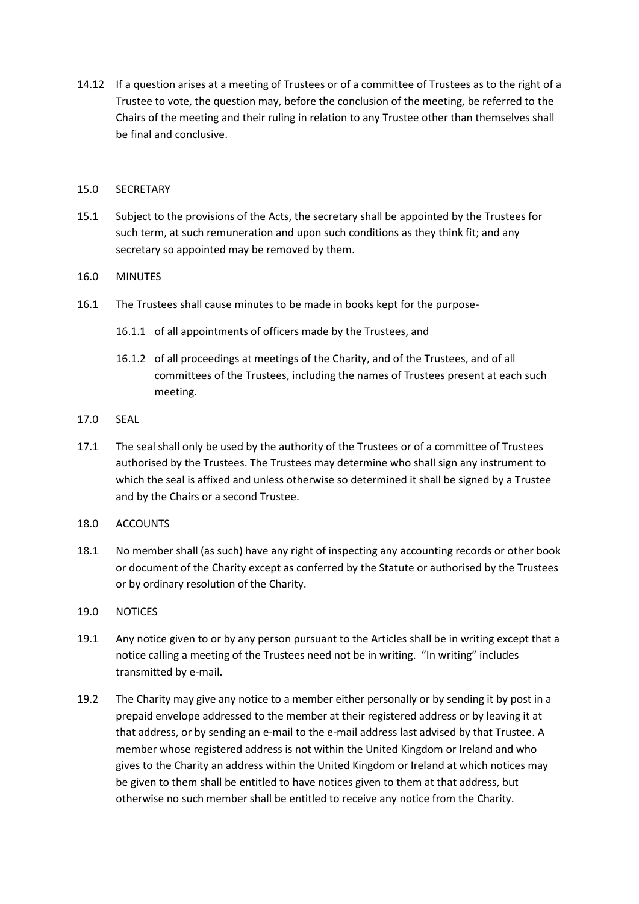14.12 If a question arises at a meeting of Trustees or of a committee of Trustees as to the right of a Trustee to vote, the question may, before the conclusion of the meeting, be referred to the Chairs of the meeting and their ruling in relation to any Trustee other than themselves shall be final and conclusive.

## 15.0 SECRETARY

15.1 Subject to the provisions of the Acts, the secretary shall be appointed by the Trustees for such term, at such remuneration and upon such conditions as they think fit; and any secretary so appointed may be removed by them.

## 16.0 MINUTES

16.1 The Trustees shall cause minutes to be made in books kept for the purpose-

- 16.1.1 of all appointments of officers made by the Trustees, and
- 16.1.2 of all proceedings at meetings of the Charity, and of the Trustees, and of all committees of the Trustees, including the names of Trustees present at each such meeting.

## 17.0 SEAL

17.1 The seal shall only be used by the authority of the Trustees or of a committee of Trustees authorised by the Trustees. The Trustees may determine who shall sign any instrument to which the seal is affixed and unless otherwise so determined it shall be signed by a Trustee and by the Chairs or a second Trustee.

## 18.0 ACCOUNTS

18.1 No member shall (as such) have any right of inspecting any accounting records or other book or document of the Charity except as conferred by the Statute or authorised by the Trustees or by ordinary resolution of the Charity.

## 19.0 NOTICES

19.1 Any notice given to or by any person pursuant to the Articles shall be in writing except that a notice calling a meeting of the Trustees need not be in writing. "In writing" includes transmitted by e-mail.

19.2 The Charity may give any notice to a member either personally or by sending it by post in a prepaid envelope addressed to the member at their registered address or by leaving it at that address, or by sending an e-mail to the e-mail address last advised by that Trustee. A member whose registered address is not within the United Kingdom or Ireland and who gives to the Charity an address within the United Kingdom or Ireland at which notices may be given to them shall be entitled to have notices given to them at that address, but otherwise no such member shall be entitled to receive any notice from the Charity.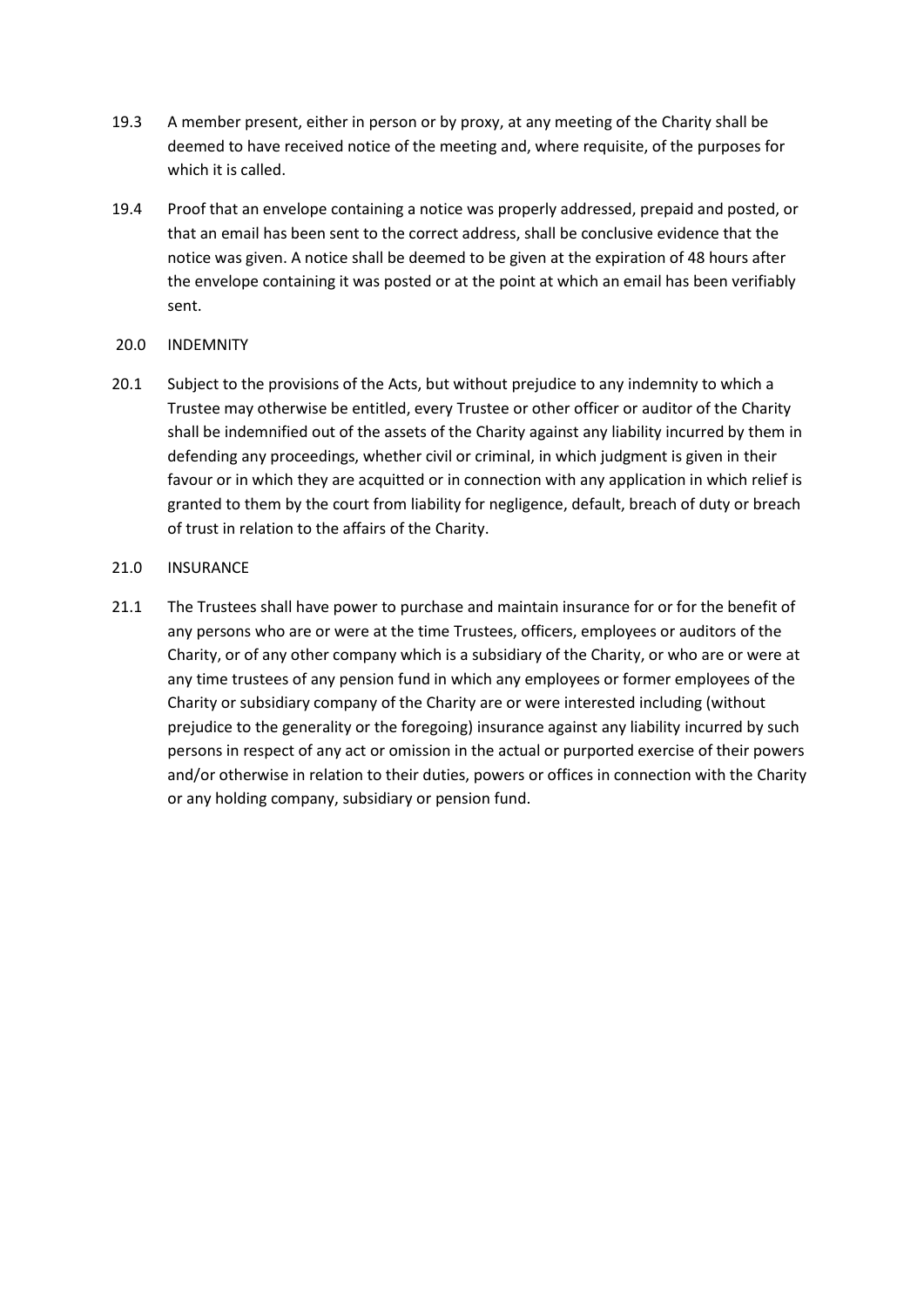19.3 A member present, either in person or by proxy, at any meeting of the Charity shall be deemed to have received notice of the meeting and, where requisite, of the purposes for which it is called.

19.4 Proof that an envelope containing a notice was properly addressed, prepaid and posted, or that an email has been sent to the correct address, shall be conclusive evidence that the notice was given. A notice shall be deemed to be given at the expiration of 48 hours after the envelope containing it was posted or at the point at which an email has been verifiably sent.

## 20.0 INDEMNITY

20.1 Subject to the provisions of the Acts, but without prejudice to any indemnity to which a Trustee may otherwise be entitled, every Trustee or other officer or auditor of the Charity shall be indemnified out of the assets of the Charity against any liability incurred by them in defending any proceedings, whether civil or criminal, in which judgment is given in their favour or in which they are acquitted or in connection with any application in which relief is granted to them by the court from liability for negligence, default, breach of duty or breach of trust in relation to the affairs of the Charity.

## 21.0 INSURANCE

21.1 The Trustees shall have power to purchase and maintain insurance for or for the benefit of any persons who are or were at the time Trustees, officers, employees or auditors of the Charity, or of any other company which is a subsidiary of the Charity, or who are or were at any time trustees of any pension fund in which any employees or former employees of the Charity or subsidiary company of the Charity are or were interested including (without prejudice to the generality or the foregoing) insurance against any liability incurred by such persons in respect of any act or omission in the actual or purported exercise of their powers and/or otherwise in relation to their duties, powers or offices in connection with the Charity or any holding company, subsidiary or pension fund.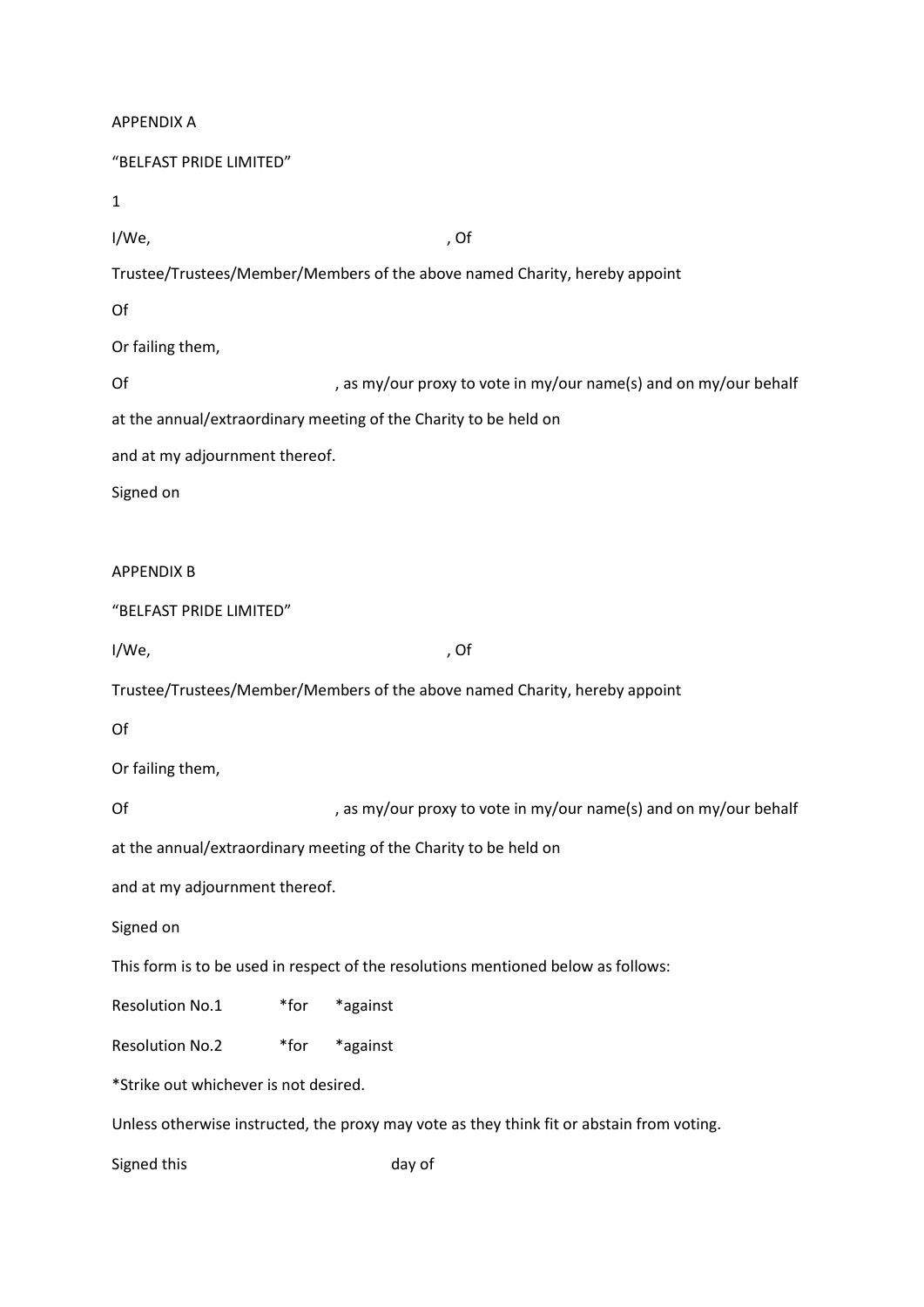APPENDIX A

"BELFAST PRIDE LIMITED"

1

I/We, , Of

Trustee/Trustees/Member/Members of the above named Charity, hereby appoint

Of

Or failing them,

Of , as my/our proxy to vote in my/our name(s) and on my/our behalf

at the annual/extraordinary meeting of the Charity to be held on

and at my adjournment thereof.

Signed on

APPENDIX B

"BELFAST PRIDE LIMITED"

I/We, , Of

Trustee/Trustees/Member/Members of the above named Charity, hereby appoint

Of

Or failing them,

Of , as my/our proxy to vote in my/our name(s) and on my/our behalf

at the annual/extraordinary meeting of the Charity to be held on

and at my adjournment thereof.

Signed on

This form is to be used in respect of the resolutions mentioned below as follows:

Resolution No.1 *for *against

Resolution No.2 *for *against

*Strike out whichever is not desired.

Unless otherwise instructed, the proxy may vote as they think fit or abstain from voting.

Signed this day of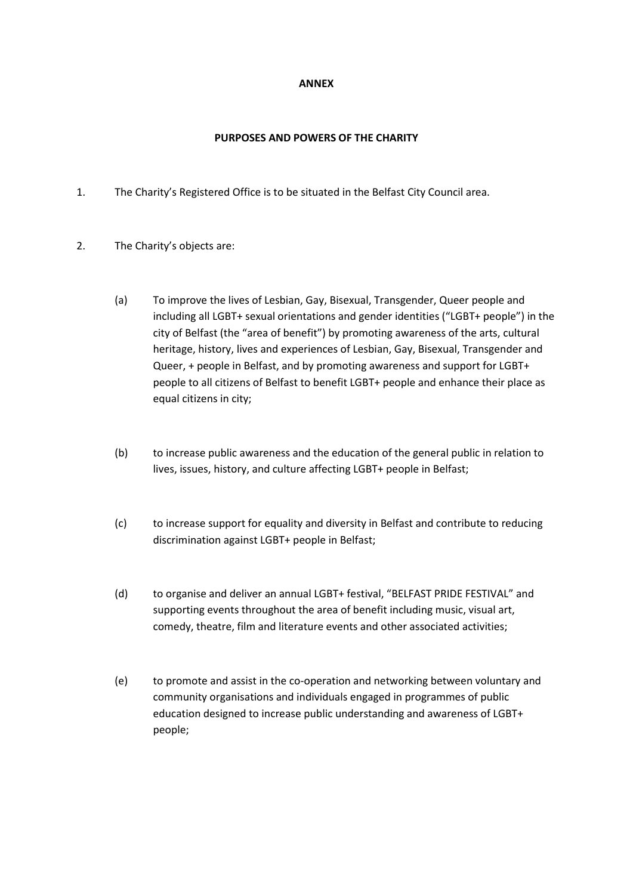**ANNEX**

**PURPOSES AND POWERS OF THE CHARITY**

1. The Charity's Registered Office is to be situated in the Belfast City Council area.

2. The Charity's objects are:

   (a) To improve the lives of Lesbian, Gay, Bisexual, Transgender, Queer people and including all LGBT+ sexual orientations and gender identities ("LGBT+ people") in the city of Belfast (the "area of benefit") by promoting awareness of the arts, cultural heritage, history, lives and experiences of Lesbian, Gay, Bisexual, Transgender and Queer, + people in Belfast, and by promoting awareness and support for LGBT+ people to all citizens of Belfast to benefit LGBT+ people and enhance their place as equal citizens in city;

   (b) to increase public awareness and the education of the general public in relation to lives, issues, history, and culture affecting LGBT+ people in Belfast;

   (c) to increase support for equality and diversity in Belfast and contribute to reducing discrimination against LGBT+ people in Belfast;

   (d) to organise and deliver an annual LGBT+ festival, "BELFAST PRIDE FESTIVAL" and supporting events throughout the area of benefit including music, visual art, comedy, theatre, film and literature events and other associated activities;

   (e) to promote and assist in the co-operation and networking between voluntary and community organisations and individuals engaged in programmes of public education designed to increase public understanding and awareness of LGBT+ people;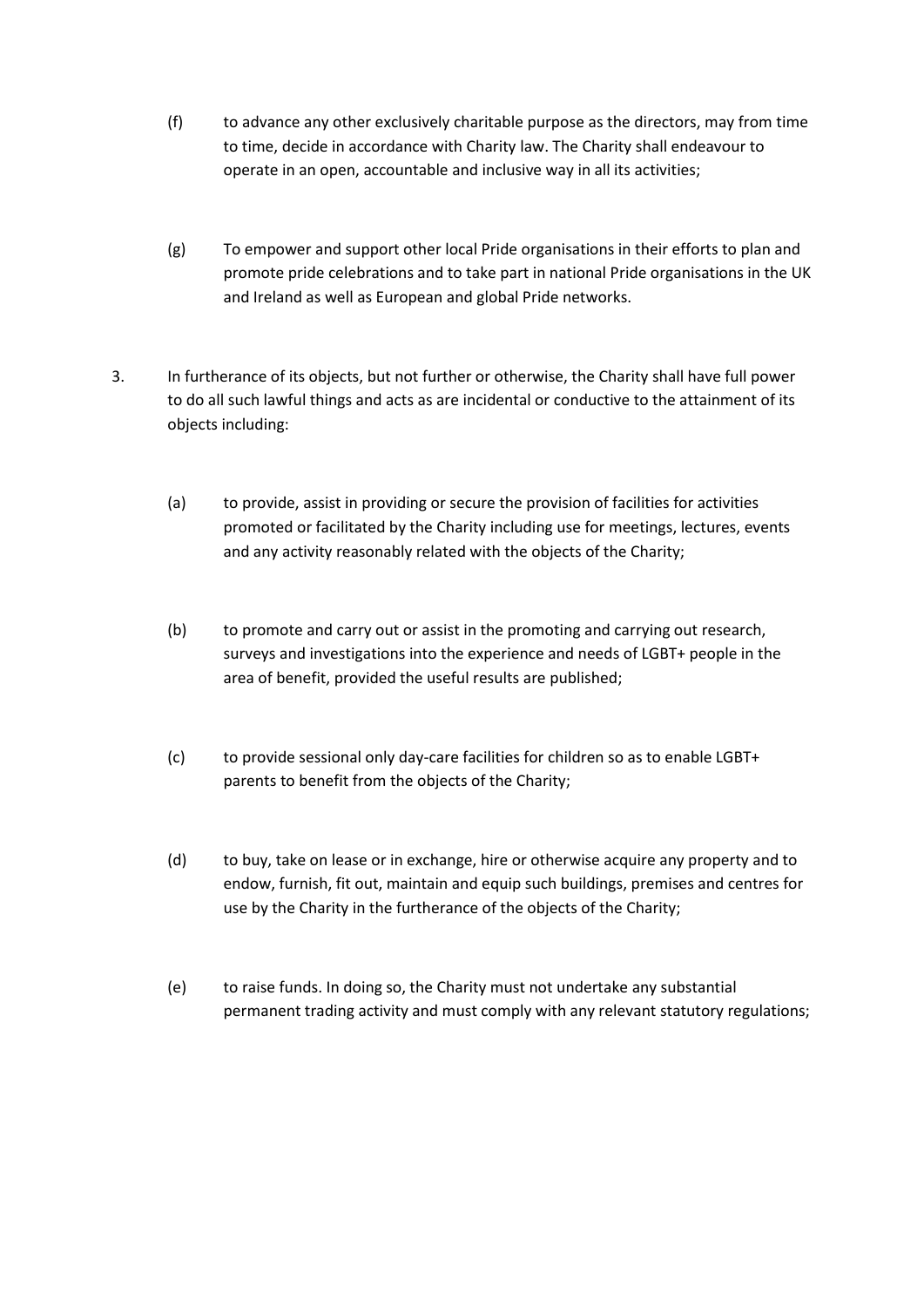(f) to advance any other exclusively charitable purpose as the directors, may from time to time, decide in accordance with Charity law. The Charity shall endeavour to operate in an open, accountable and inclusive way in all its activities;

(g) To empower and support other local Pride organisations in their efforts to plan and promote pride celebrations and to take part in national Pride organisations in the UK and Ireland as well as European and global Pride networks.

3. In furtherance of its objects, but not further or otherwise, the Charity shall have full power to do all such lawful things and acts as are incidental or conductive to the attainment of its objects including:

   (a) to provide, assist in providing or secure the provision of facilities for activities promoted or facilitated by the Charity including use for meetings, lectures, events and any activity reasonably related with the objects of the Charity;

   (b) to promote and carry out or assist in the promoting and carrying out research, surveys and investigations into the experience and needs of LGBT+ people in the area of benefit, provided the useful results are published;

   (c) to provide sessional only day-care facilities for children so as to enable LGBT+ parents to benefit from the objects of the Charity;

   (d) to buy, take on lease or in exchange, hire or otherwise acquire any property and to endow, furnish, fit out, maintain and equip such buildings, premises and centres for use by the Charity in the furtherance of the objects of the Charity;

   (e) to raise funds. In doing so, the Charity must not undertake any substantial permanent trading activity and must comply with any relevant statutory regulations;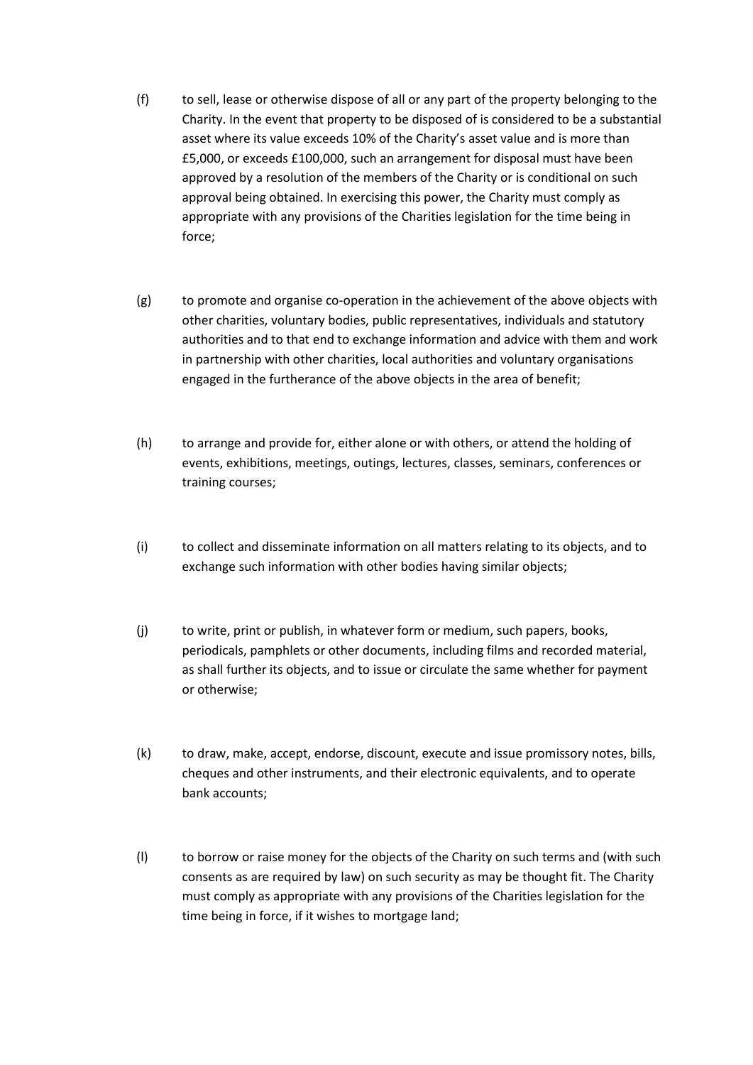(f) to sell, lease or otherwise dispose of all or any part of the property belonging to the Charity. In the event that property to be disposed of is considered to be a substantial asset where its value exceeds 10% of the Charity's asset value and is more than £5,000, or exceeds £100,000, such an arrangement for disposal must have been approved by a resolution of the members of the Charity or is conditional on such approval being obtained. In exercising this power, the Charity must comply as appropriate with any provisions of the Charities legislation for the time being in force;

(g) to promote and organise co-operation in the achievement of the above objects with other charities, voluntary bodies, public representatives, individuals and statutory authorities and to that end to exchange information and advice with them and work in partnership with other charities, local authorities and voluntary organisations engaged in the furtherance of the above objects in the area of benefit;

(h) to arrange and provide for, either alone or with others, or attend the holding of events, exhibitions, meetings, outings, lectures, classes, seminars, conferences or training courses;

(i) to collect and disseminate information on all matters relating to its objects, and to exchange such information with other bodies having similar objects;

(j) to write, print or publish, in whatever form or medium, such papers, books, periodicals, pamphlets or other documents, including films and recorded material, as shall further its objects, and to issue or circulate the same whether for payment or otherwise;

(k) to draw, make, accept, endorse, discount, execute and issue promissory notes, bills, cheques and other instruments, and their electronic equivalents, and to operate bank accounts;

(l) to borrow or raise money for the objects of the Charity on such terms and (with such consents as are required by law) on such security as may be thought fit. The Charity must comply as appropriate with any provisions of the Charities legislation for the time being in force, if it wishes to mortgage land;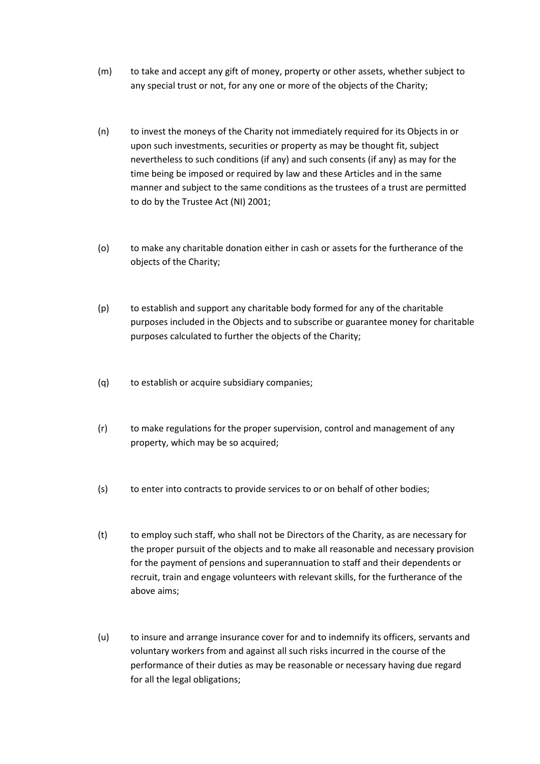(m) to take and accept any gift of money, property or other assets, whether subject to any special trust or not, for any one or more of the objects of the Charity;

(n) to invest the moneys of the Charity not immediately required for its Objects in or upon such investments, securities or property as may be thought fit, subject nevertheless to such conditions (if any) and such consents (if any) as may for the time being be imposed or required by law and these Articles and in the same manner and subject to the same conditions as the trustees of a trust are permitted to do by the Trustee Act (NI) 2001;

(o) to make any charitable donation either in cash or assets for the furtherance of the objects of the Charity;

(p) to establish and support any charitable body formed for any of the charitable purposes included in the Objects and to subscribe or guarantee money for charitable purposes calculated to further the objects of the Charity;

(q) to establish or acquire subsidiary companies;

(r) to make regulations for the proper supervision, control and management of any property, which may be so acquired;

(s) to enter into contracts to provide services to or on behalf of other bodies;

(t) to employ such staff, who shall not be Directors of the Charity, as are necessary for the proper pursuit of the objects and to make all reasonable and necessary provision for the payment of pensions and superannuation to staff and their dependents or recruit, train and engage volunteers with relevant skills, for the furtherance of the above aims;

(u) to insure and arrange insurance cover for and to indemnify its officers, servants and voluntary workers from and against all such risks incurred in the course of the performance of their duties as may be reasonable or necessary having due regard for all the legal obligations;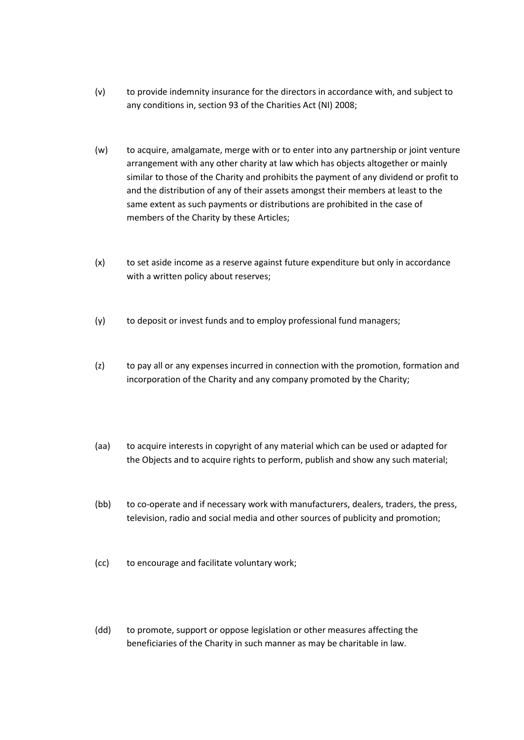(v) to provide indemnity insurance for the directors in accordance with, and subject to any conditions in, section 93 of the Charities Act (NI) 2008;

(w) to acquire, amalgamate, merge with or to enter into any partnership or joint venture arrangement with any other charity at law which has objects altogether or mainly similar to those of the Charity and prohibits the payment of any dividend or profit to and the distribution of any of their assets amongst their members at least to the same extent as such payments or distributions are prohibited in the case of members of the Charity by these Articles;

(x) to set aside income as a reserve against future expenditure but only in accordance with a written policy about reserves;

(y) to deposit or invest funds and to employ professional fund managers;

(z) to pay all or any expenses incurred in connection with the promotion, formation and incorporation of the Charity and any company promoted by the Charity;

(aa) to acquire interests in copyright of any material which can be used or adapted for the Objects and to acquire rights to perform, publish and show any such material;

(bb) to co-operate and if necessary work with manufacturers, dealers, traders, the press, television, radio and social media and other sources of publicity and promotion;

(cc) to encourage and facilitate voluntary work;

(dd) to promote, support or oppose legislation or other measures affecting the beneficiaries of the Charity in such manner as may be charitable in law.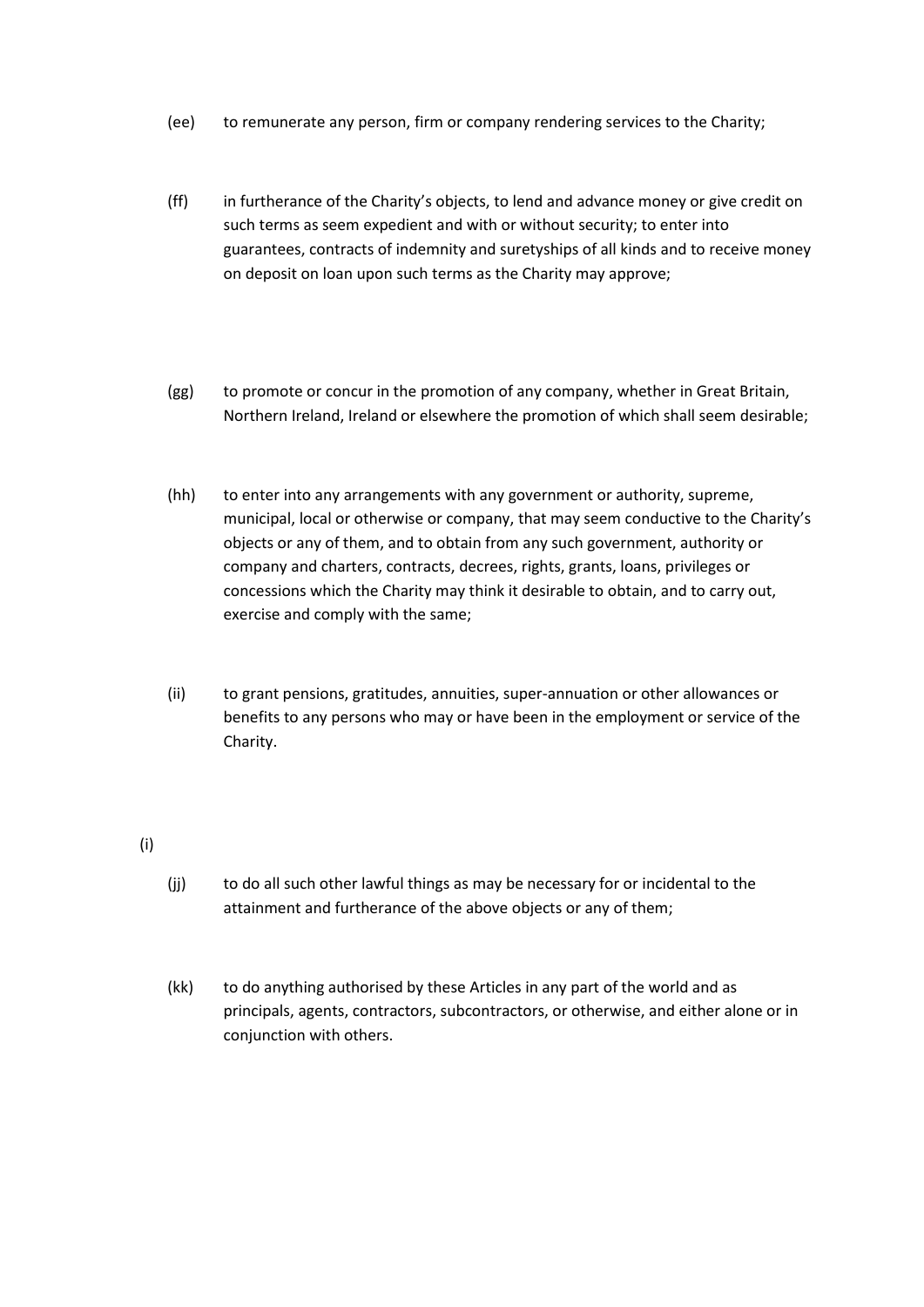(ee) to remunerate any person, firm or company rendering services to the Charity;

(ff) in furtherance of the Charity's objects, to lend and advance money or give credit on such terms as seem expedient and with or without security; to enter into guarantees, contracts of indemnity and suretyships of all kinds and to receive money on deposit on loan upon such terms as the Charity may approve;

(gg) to promote or concur in the promotion of any company, whether in Great Britain, Northern Ireland, Ireland or elsewhere the promotion of which shall seem desirable;

(hh) to enter into any arrangements with any government or authority, supreme, municipal, local or otherwise or company, that may seem conductive to the Charity's objects or any of them, and to obtain from any such government, authority or company and charters, contracts, decrees, rights, grants, loans, privileges or concessions which the Charity may think it desirable to obtain, and to carry out, exercise and comply with the same;

(ii) to grant pensions, gratitudes, annuities, super-annuation or other allowances or benefits to any persons who may or have been in the employment or service of the Charity.

(i)

(jj) to do all such other lawful things as may be necessary for or incidental to the attainment and furtherance of the above objects or any of them;

(kk) to do anything authorised by these Articles in any part of the world and as principals, agents, contractors, subcontractors, or otherwise, and either alone or in conjunction with others.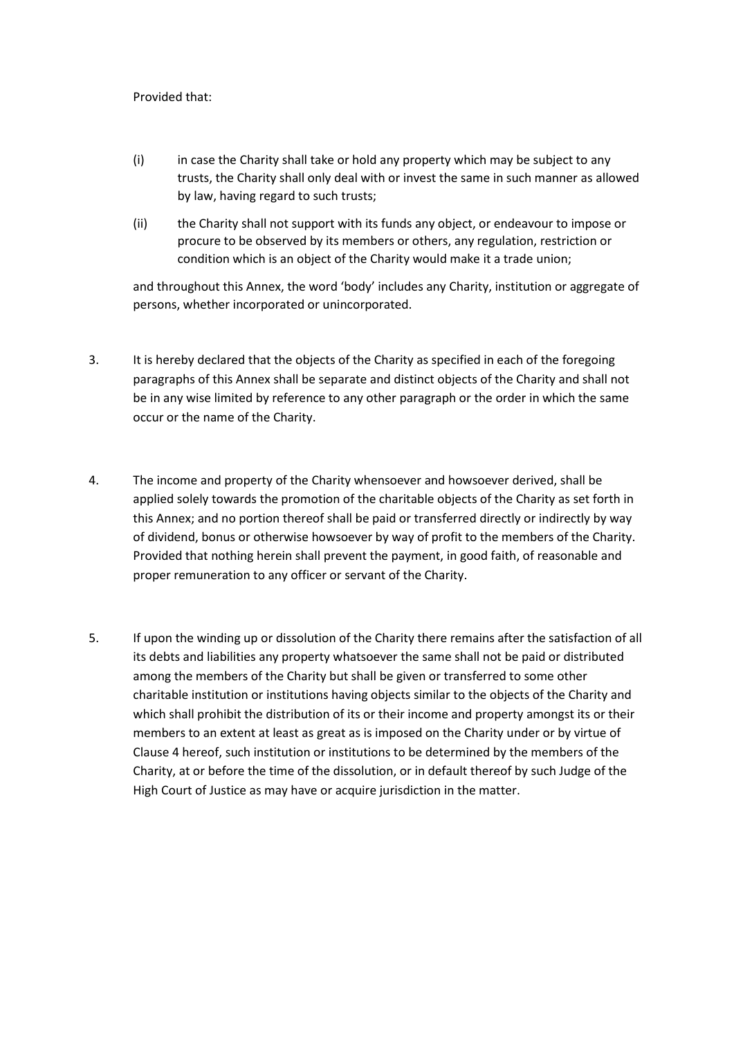Provided that:

(i) in case the Charity shall take or hold any property which may be subject to any trusts, the Charity shall only deal with or invest the same in such manner as allowed by law, having regard to such trusts;

(ii) the Charity shall not support with its funds any object, or endeavour to impose or procure to be observed by its members or others, any regulation, restriction or condition which is an object of the Charity would make it a trade union;

and throughout this Annex, the word 'body' includes any Charity, institution or aggregate of persons, whether incorporated or unincorporated.

3. It is hereby declared that the objects of the Charity as specified in each of the foregoing paragraphs of this Annex shall be separate and distinct objects of the Charity and shall not be in any wise limited by reference to any other paragraph or the order in which the same occur or the name of the Charity.

4. The income and property of the Charity whensoever and howsoever derived, shall be applied solely towards the promotion of the charitable objects of the Charity as set forth in this Annex; and no portion thereof shall be paid or transferred directly or indirectly by way of dividend, bonus or otherwise howsoever by way of profit to the members of the Charity. Provided that nothing herein shall prevent the payment, in good faith, of reasonable and proper remuneration to any officer or servant of the Charity.

5. If upon the winding up or dissolution of the Charity there remains after the satisfaction of all its debts and liabilities any property whatsoever the same shall not be paid or distributed among the members of the Charity but shall be given or transferred to some other charitable institution or institutions having objects similar to the objects of the Charity and which shall prohibit the distribution of its or their income and property amongst its or their members to an extent at least as great as is imposed on the Charity under or by virtue of Clause 4 hereof, such institution or institutions to be determined by the members of the Charity, at or before the time of the dissolution, or in default thereof by such Judge of the High Court of Justice as may have or acquire jurisdiction in the matter.